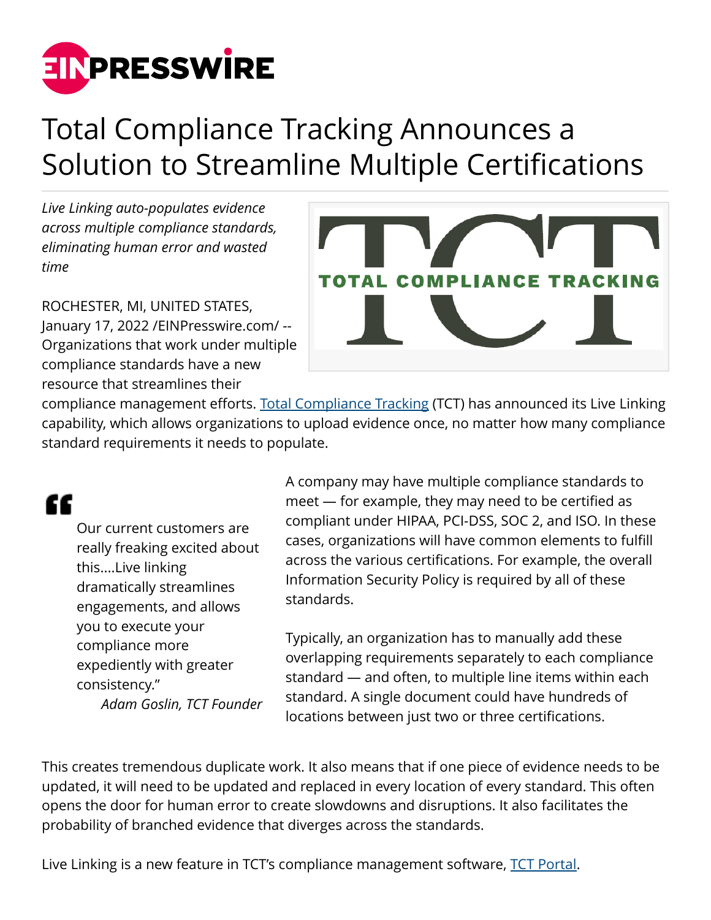# Total Compliance Tracking Announces a Solution to Streamline Multiple Certifications

*Live Linking auto-populates evidence across multiple compliance standards, eliminating human error and wasted time*

ROCHESTER, MI, UNITED STATES, January 17, 2022 /EINPresswire.com/ -- Organizations that work under multiple compliance standards have a new resource that streamlines their compliance management efforts. [Total Compliance Tracking](#) (TCT) has announced its Live Linking capability, which allows organizations to upload evidence once, no matter how many compliance standard requirements it needs to populate.

> "Our current customers are really freaking excited about this....Live linking dramatically streamlines engagements, and allows you to execute your compliance more expediently with greater consistency."
>
> *Adam Goslin, TCT Founder*

A company may have multiple compliance standards to meet — for example, they may need to be certified as compliant under HIPAA, PCI-DSS, SOC 2, and ISO. In these cases, organizations will have common elements to fulfill across the various certifications. For example, the overall Information Security Policy is required by all of these standards.

Typically, an organization has to manually add these overlapping requirements separately to each compliance standard — and often, to multiple line items within each standard. A single document could have hundreds of locations between just two or three certifications.

This creates tremendous duplicate work. It also means that if one piece of evidence needs to be updated, it will need to be updated and replaced in every location of every standard. This often opens the door for human error to create slowdowns and disruptions. It also facilitates the probability of branched evidence that diverges across the standards.

Live Linking is a new feature in TCT's compliance management software, [TCT Portal](#).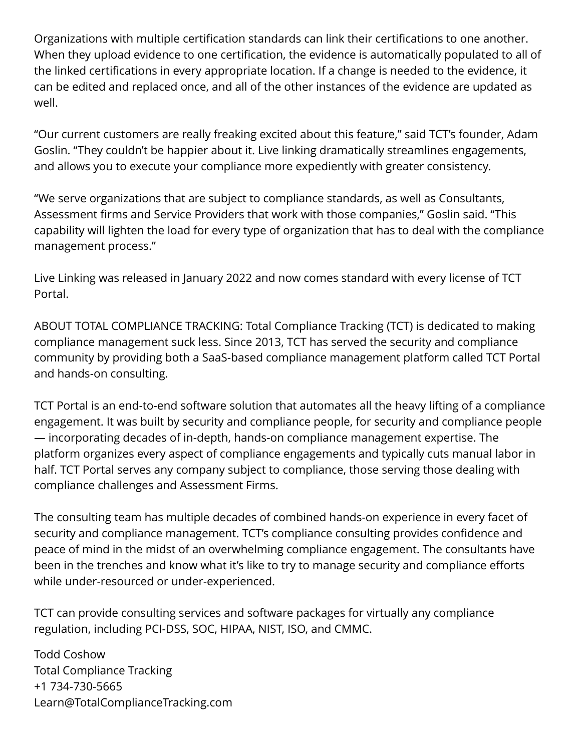Organizations with multiple certification standards can link their certifications to one another. When they upload evidence to one certification, the evidence is automatically populated to all of the linked certifications in every appropriate location. If a change is needed to the evidence, it can be edited and replaced once, and all of the other instances of the evidence are updated as well.

“Our current customers are really freaking excited about this feature,” said TCT’s founder, Adam Goslin. “They couldn’t be happier about it. Live linking dramatically streamlines engagements, and allows you to execute your compliance more expediently with greater consistency.

“We serve organizations that are subject to compliance standards, as well as Consultants, Assessment firms and Service Providers that work with those companies,” Goslin said. “This capability will lighten the load for every type of organization that has to deal with the compliance management process.”

Live Linking was released in January 2022 and now comes standard with every license of TCT Portal.

ABOUT TOTAL COMPLIANCE TRACKING: Total Compliance Tracking (TCT) is dedicated to making compliance management suck less. Since 2013, TCT has served the security and compliance community by providing both a SaaS-based compliance management platform called TCT Portal and hands-on consulting.

TCT Portal is an end-to-end software solution that automates all the heavy lifting of a compliance engagement. It was built by security and compliance people, for security and compliance people — incorporating decades of in-depth, hands-on compliance management expertise. The platform organizes every aspect of compliance engagements and typically cuts manual labor in half. TCT Portal serves any company subject to compliance, those serving those dealing with compliance challenges and Assessment Firms.

The consulting team has multiple decades of combined hands-on experience in every facet of security and compliance management. TCT’s compliance consulting provides confidence and peace of mind in the midst of an overwhelming compliance engagement. The consultants have been in the trenches and know what it’s like to try to manage security and compliance efforts while under-resourced or under-experienced.

TCT can provide consulting services and software packages for virtually any compliance regulation, including PCI-DSS, SOC, HIPAA, NIST, ISO, and CMMC.

Todd Coshow
Total Compliance Tracking
+1 734-730-5665
Learn@TotalComplianceTracking.com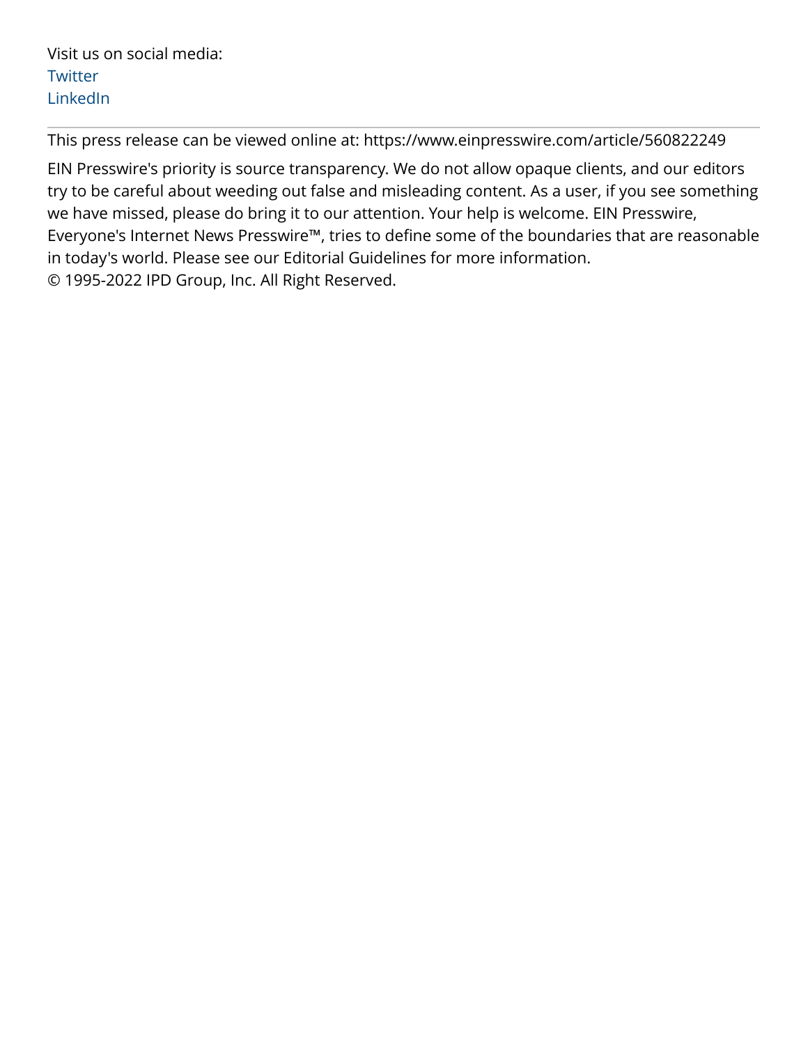Visit us on social media:
Twitter
LinkedIn

---

This press release can be viewed online at: https://www.einpresswire.com/article/560822249

EIN Presswire's priority is source transparency. We do not allow opaque clients, and our editors try to be careful about weeding out false and misleading content. As a user, if you see something we have missed, please do bring it to our attention. Your help is welcome. EIN Presswire, Everyone's Internet News Presswire™, tries to define some of the boundaries that are reasonable in today's world. Please see our Editorial Guidelines for more information.
© 1995-2022 IPD Group, Inc. All Right Reserved.